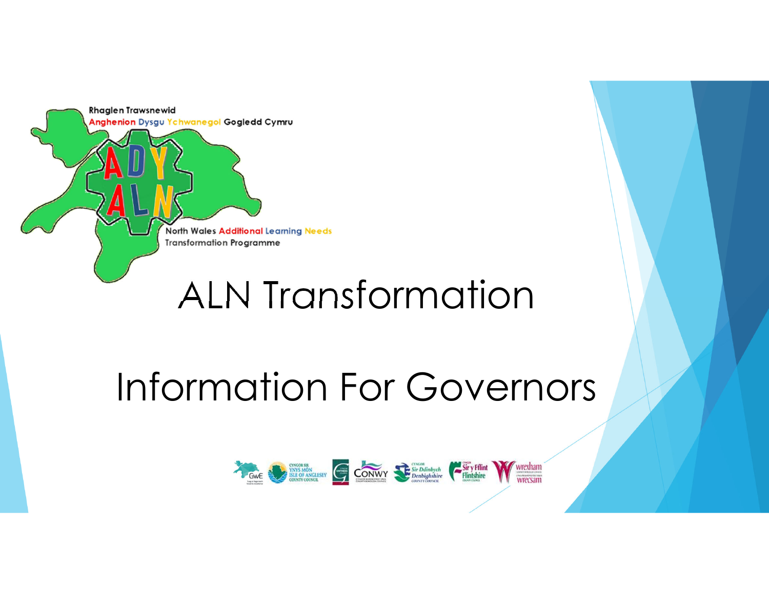Rhaglen Trawsnewid
Anghenion Dysgu Ychwanegol Gogledd Cymru

North Wales Additional Learning Needs
Transformation Programme

# ALN Transformation

# Information For Governors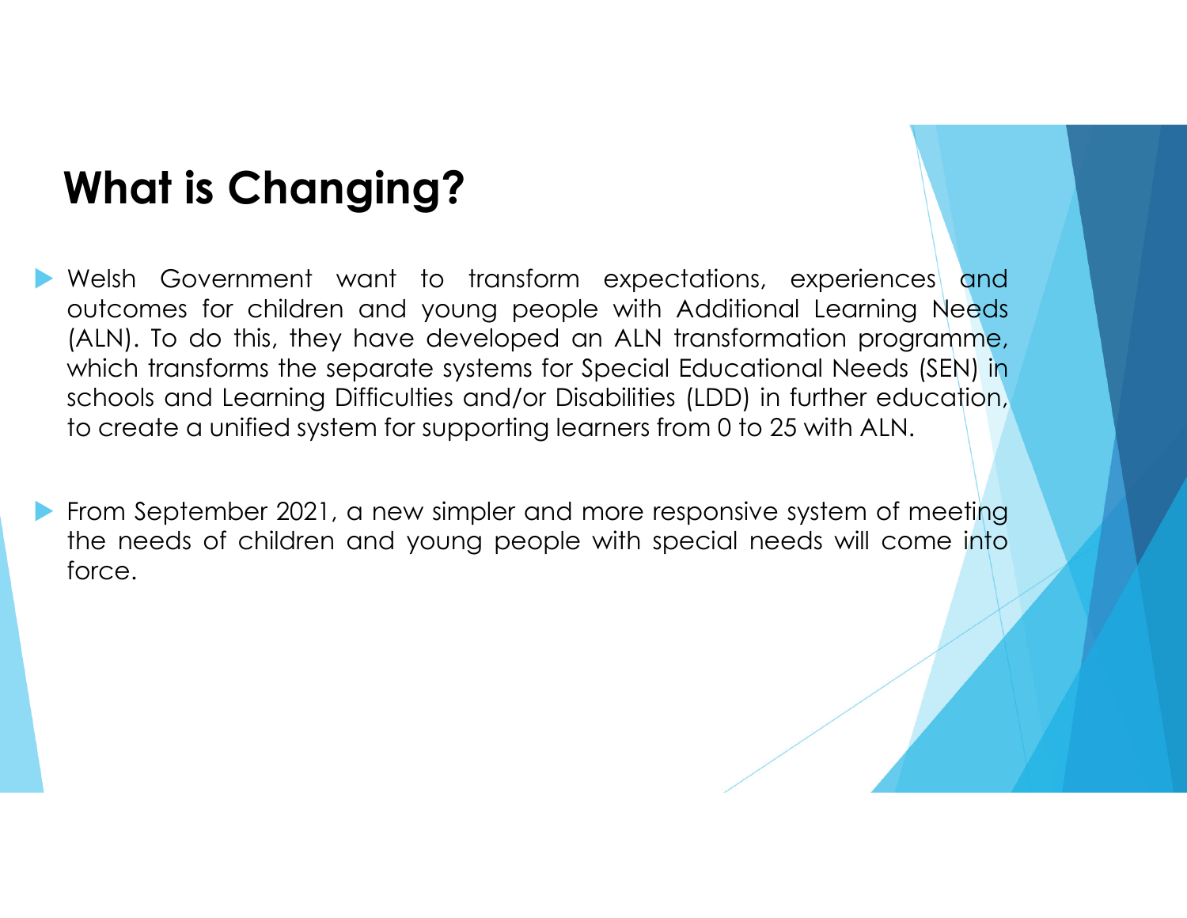# What is Changing?

- Welsh Government want to transform expectations, experiences and outcomes for children and young people with Additional Learning Needs (ALN). To do this, they have developed an ALN transformation programme, which transforms the separate systems for Special Educational Needs (SEN) in schools and Learning Difficulties and/or Disabilities (LDD) in further education, to create a unified system for supporting learners from 0 to 25 with ALN.

- From September 2021, a new simpler and more responsive system of meeting the needs of children and young people with special needs will come into force.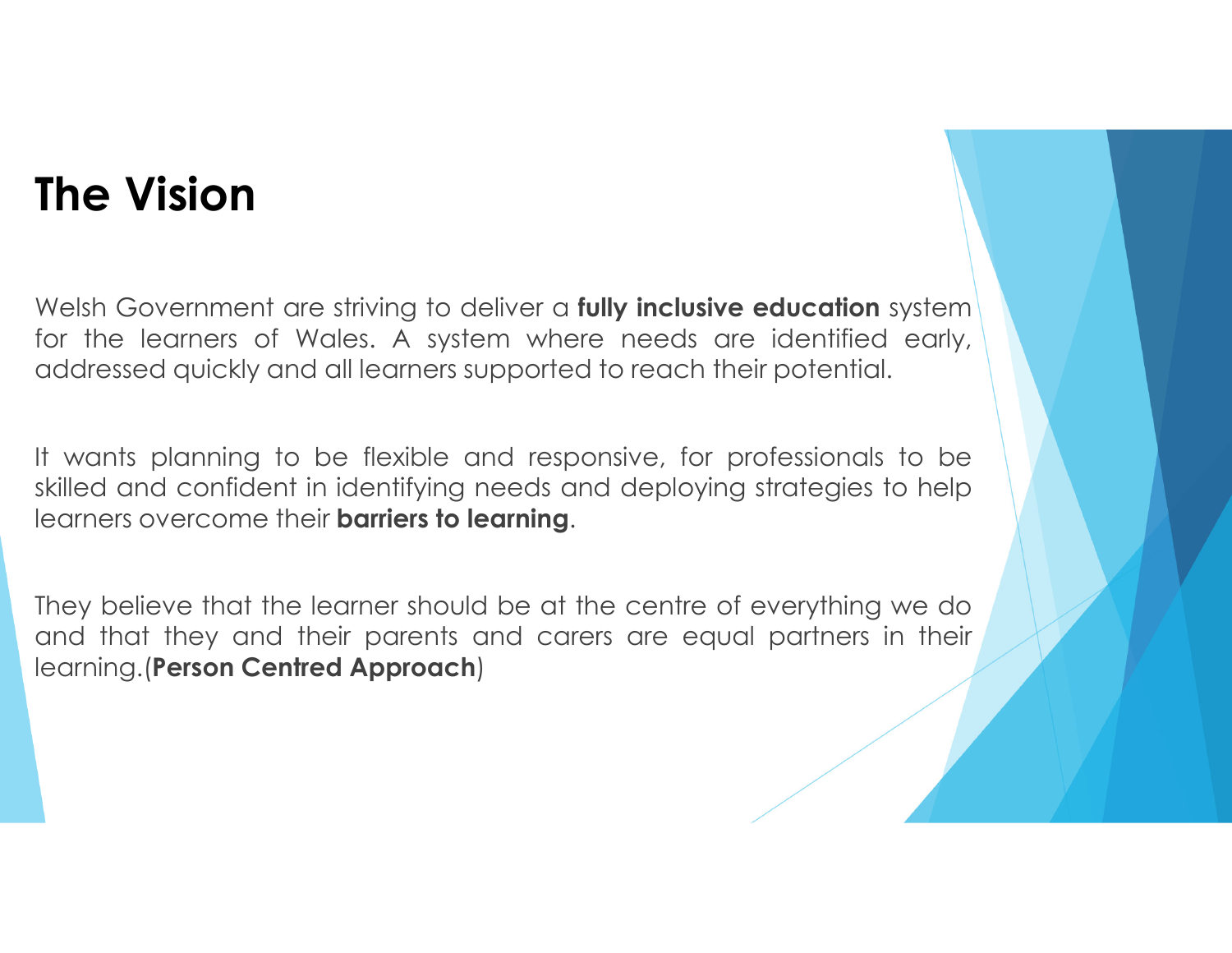# The Vision

Welsh Government are striving to deliver a **fully inclusive education** system for the learners of Wales. A system where needs are identified early, addressed quickly and all learners supported to reach their potential.

It wants planning to be flexible and responsive, for professionals to be skilled and confident in identifying needs and deploying strategies to help learners overcome their **barriers to learning**.

They believe that the learner should be at the centre of everything we do and that they and their parents and carers are equal partners in their learning.(**Person Centred Approach**)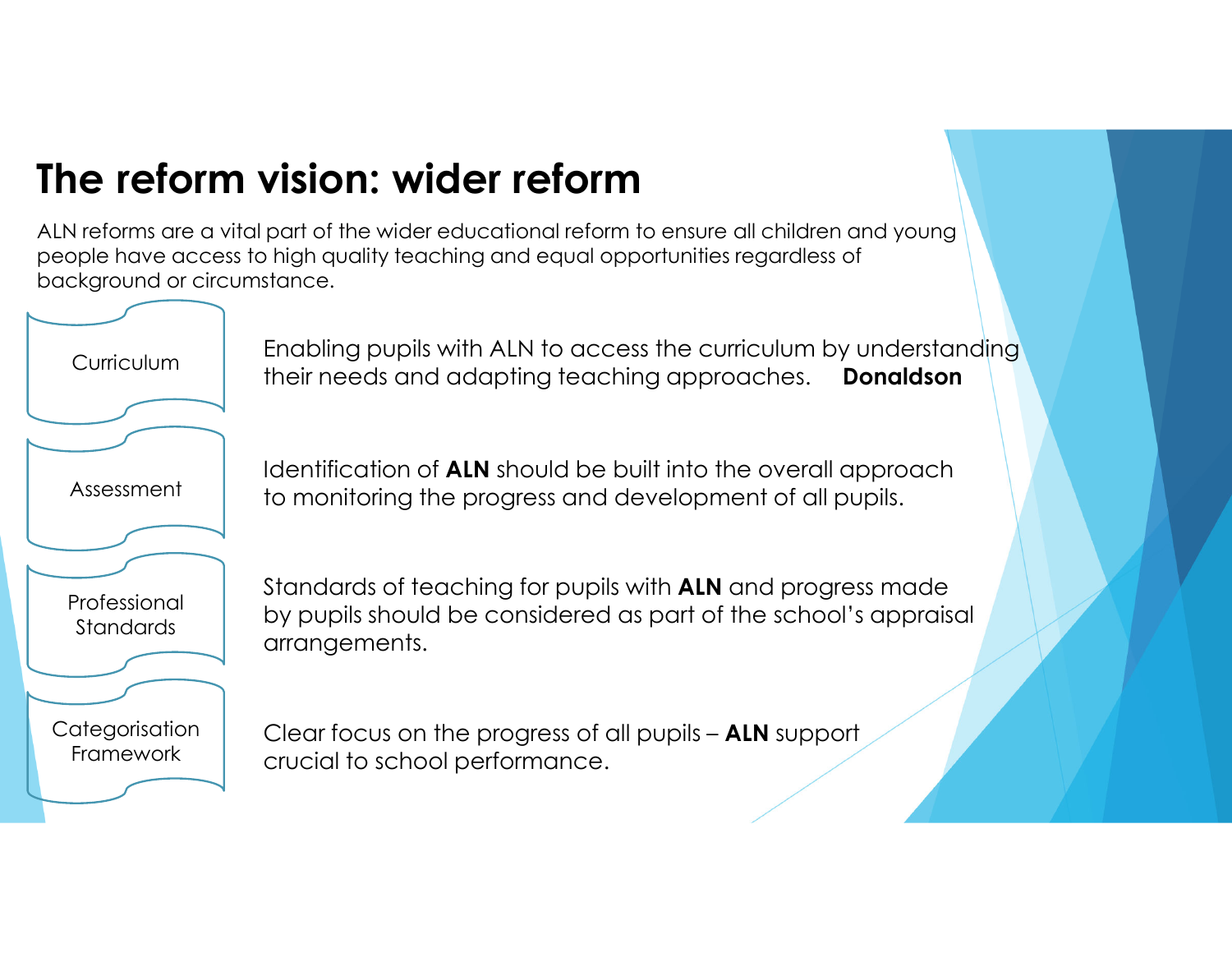# The reform vision: wider reform

ALN reforms are a vital part of the wider educational reform to ensure all children and young people have access to high quality teaching and equal opportunities regardless of background or circumstance.

| | |
|---|---|
| Curriculum | Enabling pupils with ALN to access the curriculum by understanding their needs and adapting teaching approaches. **Donaldson** |
| Assessment | Identification of **ALN** should be built into the overall approach to monitoring the progress and development of all pupils. |
| Professional Standards | Standards of teaching for pupils with **ALN** and progress made by pupils should be considered as part of the school's appraisal arrangements. |
| Categorisation Framework | Clear focus on the progress of all pupils – **ALN** support crucial to school performance. |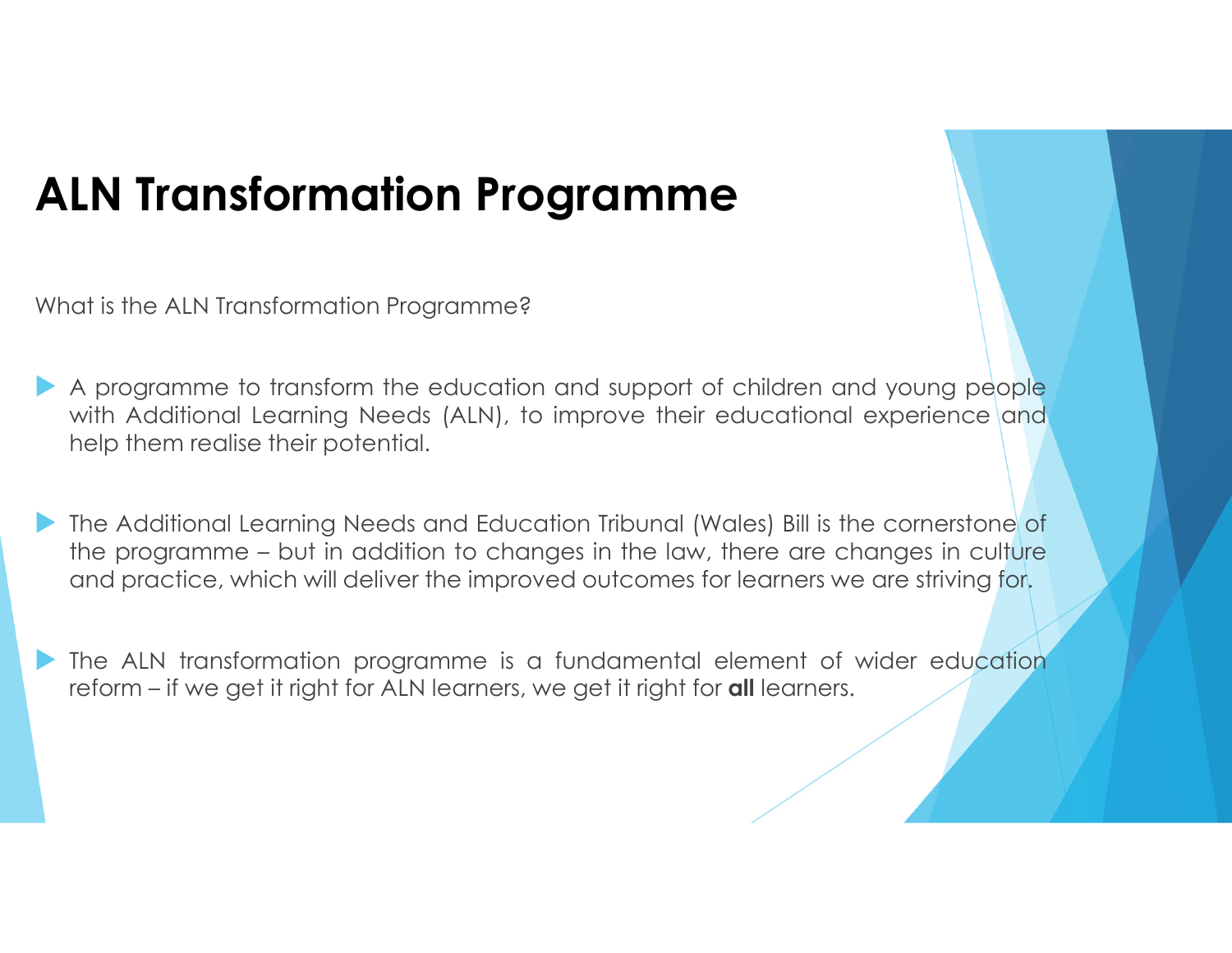# ALN Transformation Programme

What is the ALN Transformation Programme?

- A programme to transform the education and support of children and young people with Additional Learning Needs (ALN), to improve their educational experience and help them realise their potential.
- The Additional Learning Needs and Education Tribunal (Wales) Bill is the cornerstone of the programme – but in addition to changes in the law, there are changes in culture and practice, which will deliver the improved outcomes for learners we are striving for.
- The ALN transformation programme is a fundamental element of wider education reform – if we get it right for ALN learners, we get it right for **all** learners.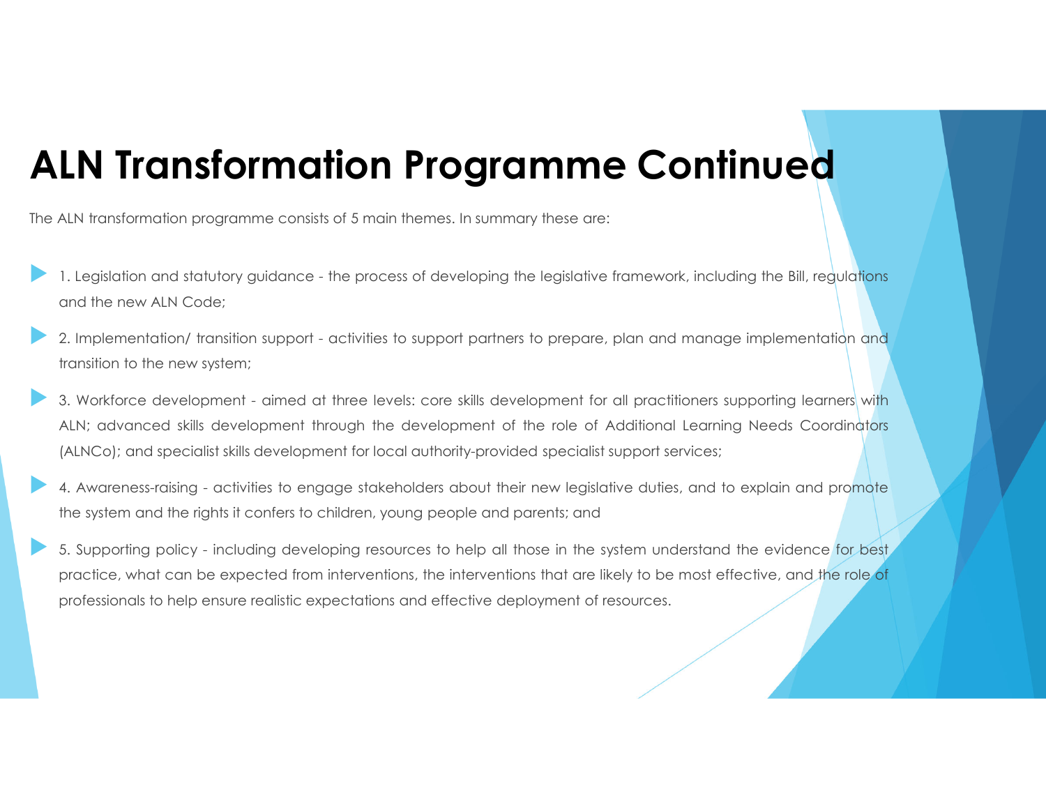# ALN Transformation Programme Continued

The ALN transformation programme consists of 5 main themes. In summary these are:

- 1. Legislation and statutory guidance - the process of developing the legislative framework, including the Bill, regulations and the new ALN Code;
- 2. Implementation/ transition support - activities to support partners to prepare, plan and manage implementation and transition to the new system;
- 3. Workforce development - aimed at three levels: core skills development for all practitioners supporting learners with ALN; advanced skills development through the development of the role of Additional Learning Needs Coordinators (ALNCo); and specialist skills development for local authority-provided specialist support services;
- 4. Awareness-raising - activities to engage stakeholders about their new legislative duties, and to explain and promote the system and the rights it confers to children, young people and parents; and
- 5. Supporting policy - including developing resources to help all those in the system understand the evidence for best practice, what can be expected from interventions, the interventions that are likely to be most effective, and the role of professionals to help ensure realistic expectations and effective deployment of resources.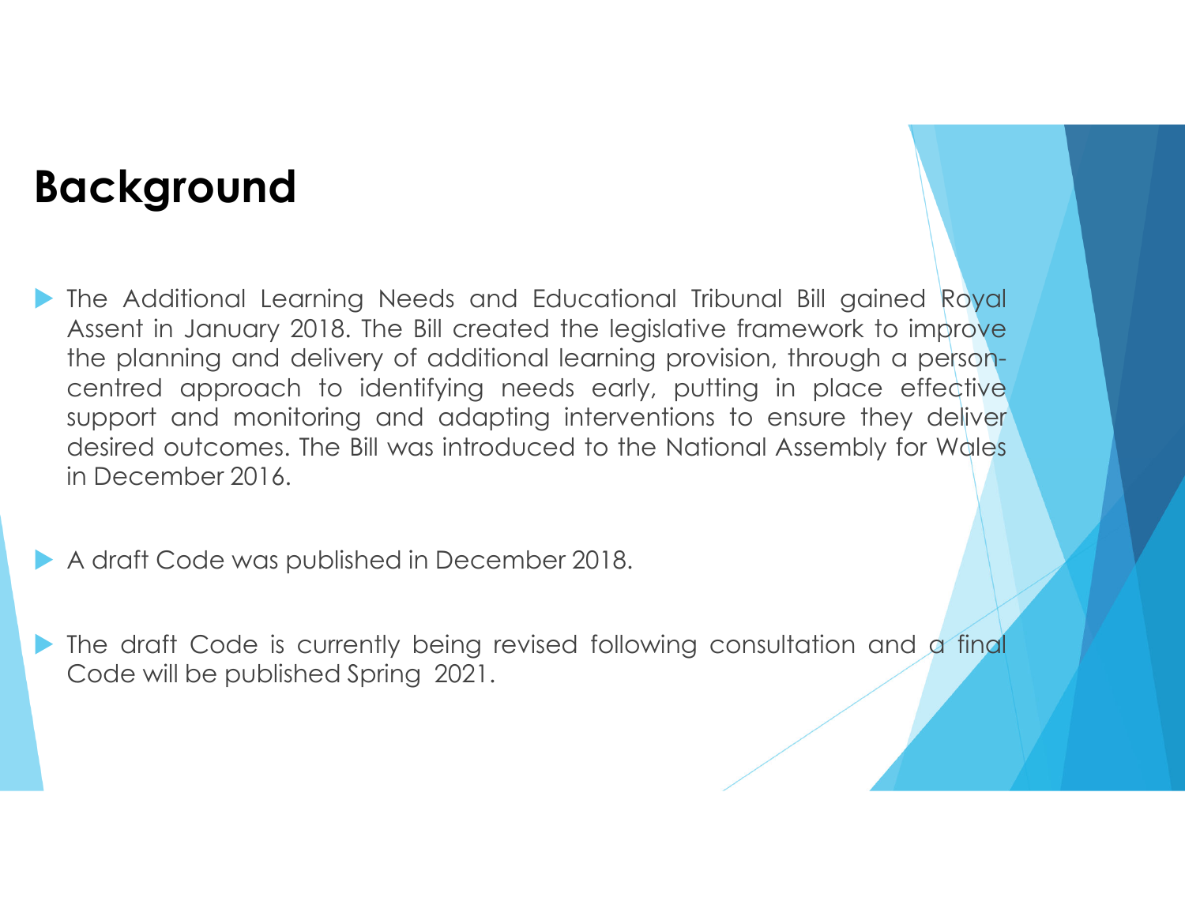# Background

- The Additional Learning Needs and Educational Tribunal Bill gained Royal Assent in January 2018. The Bill created the legislative framework to improve the planning and delivery of additional learning provision, through a person-centred approach to identifying needs early, putting in place effective support and monitoring and adapting interventions to ensure they deliver desired outcomes. The Bill was introduced to the National Assembly for Wales in December 2016.

- A draft Code was published in December 2018.

- The draft Code is currently being revised following consultation and a final Code will be published Spring 2021.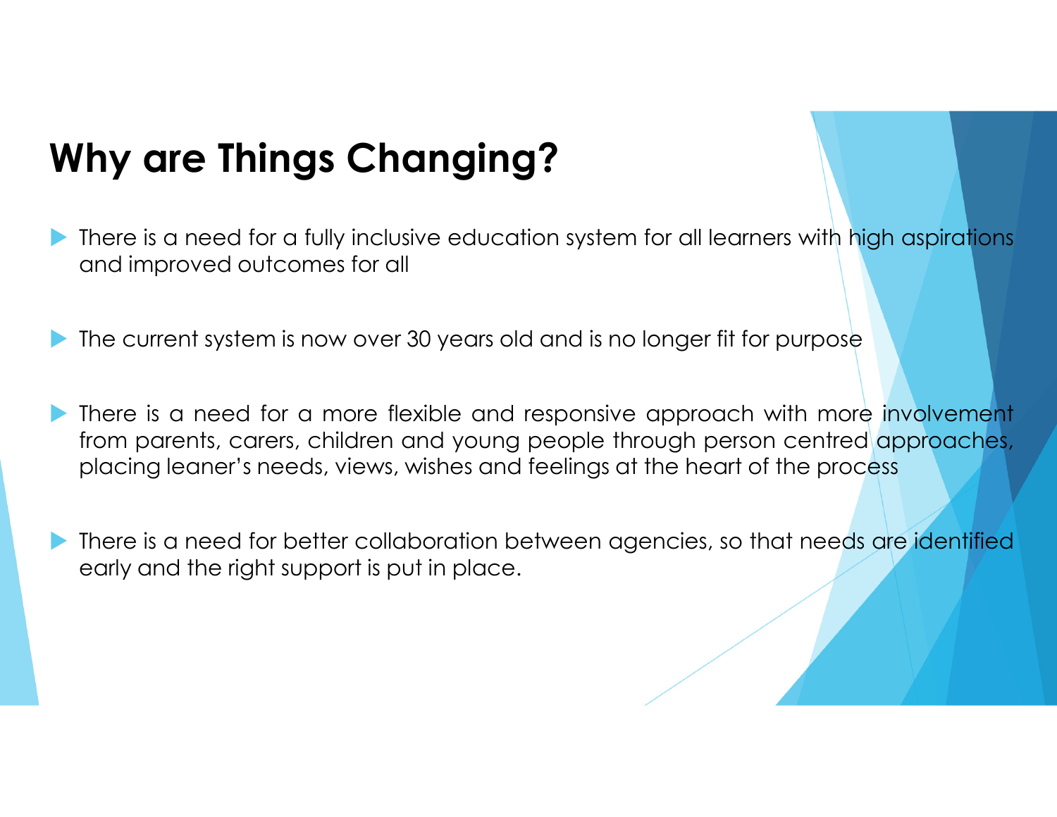# Why are Things Changing?

- There is a need for a fully inclusive education system for all learners with high aspirations and improved outcomes for all

- The current system is now over 30 years old and is no longer fit for purpose

- There is a need for a more flexible and responsive approach with more involvement from parents, carers, children and young people through person centred approaches, placing leaner's needs, views, wishes and feelings at the heart of the process

- There is a need for better collaboration between agencies, so that needs are identified early and the right support is put in place.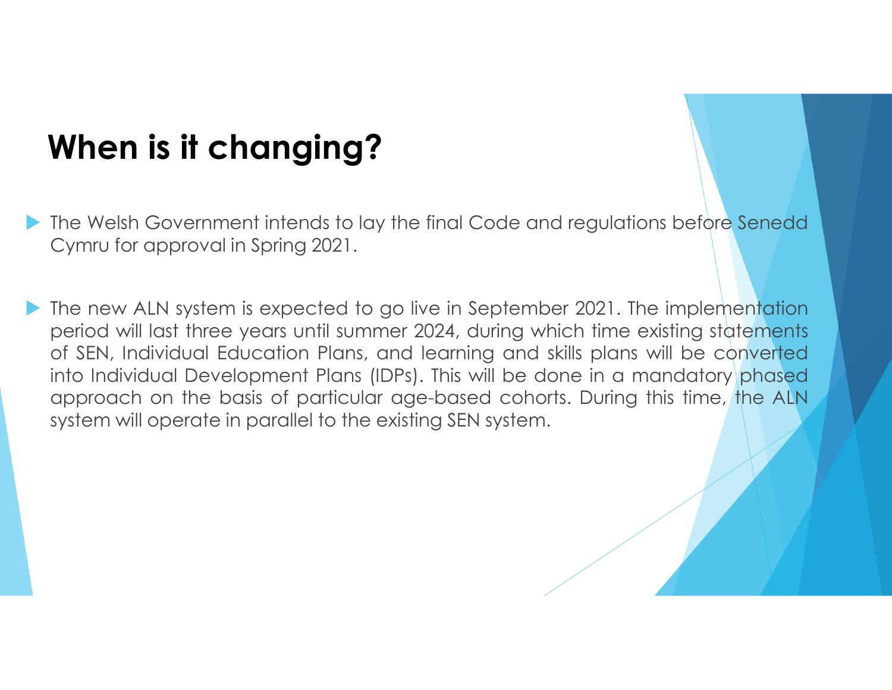# When is it changing?

- The Welsh Government intends to lay the final Code and regulations before Senedd Cymru for approval in Spring 2021.
- The new ALN system is expected to go live in September 2021. The implementation period will last three years until summer 2024, during which time existing statements of SEN, Individual Education Plans, and learning and skills plans will be converted into Individual Development Plans (IDPs). This will be done in a mandatory phased approach on the basis of particular age-based cohorts. During this time, the ALN system will operate in parallel to the existing SEN system.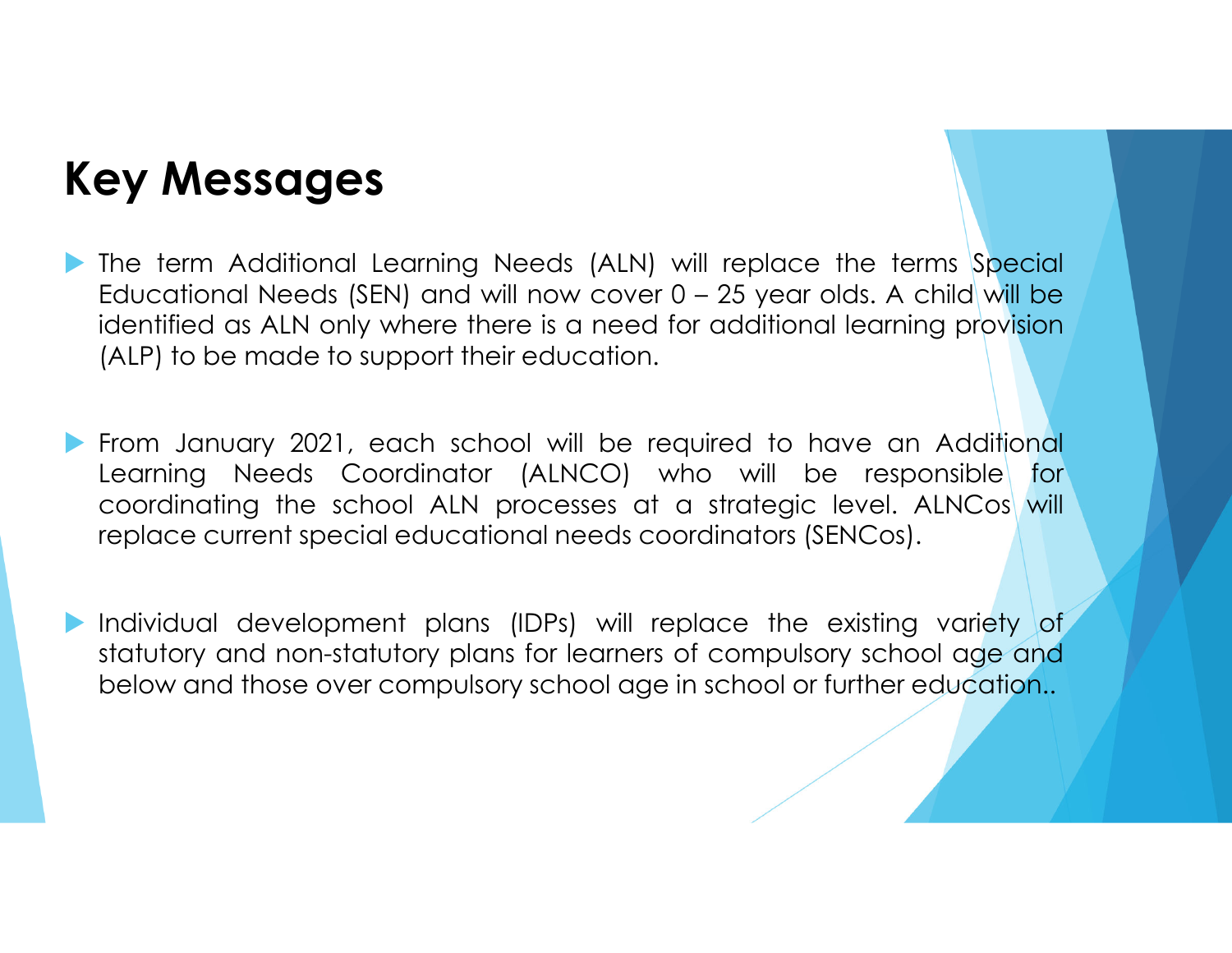# Key Messages

- The term Additional Learning Needs (ALN) will replace the terms Special Educational Needs (SEN) and will now cover 0 – 25 year olds. A child will be identified as ALN only where there is a need for additional learning provision (ALP) to be made to support their education.

- From January 2021, each school will be required to have an Additional Learning Needs Coordinator (ALNCO) who will be responsible for coordinating the school ALN processes at a strategic level. ALNCos will replace current special educational needs coordinators (SENCos).

- Individual development plans (IDPs) will replace the existing variety of statutory and non-statutory plans for learners of compulsory school age and below and those over compulsory school age in school or further education..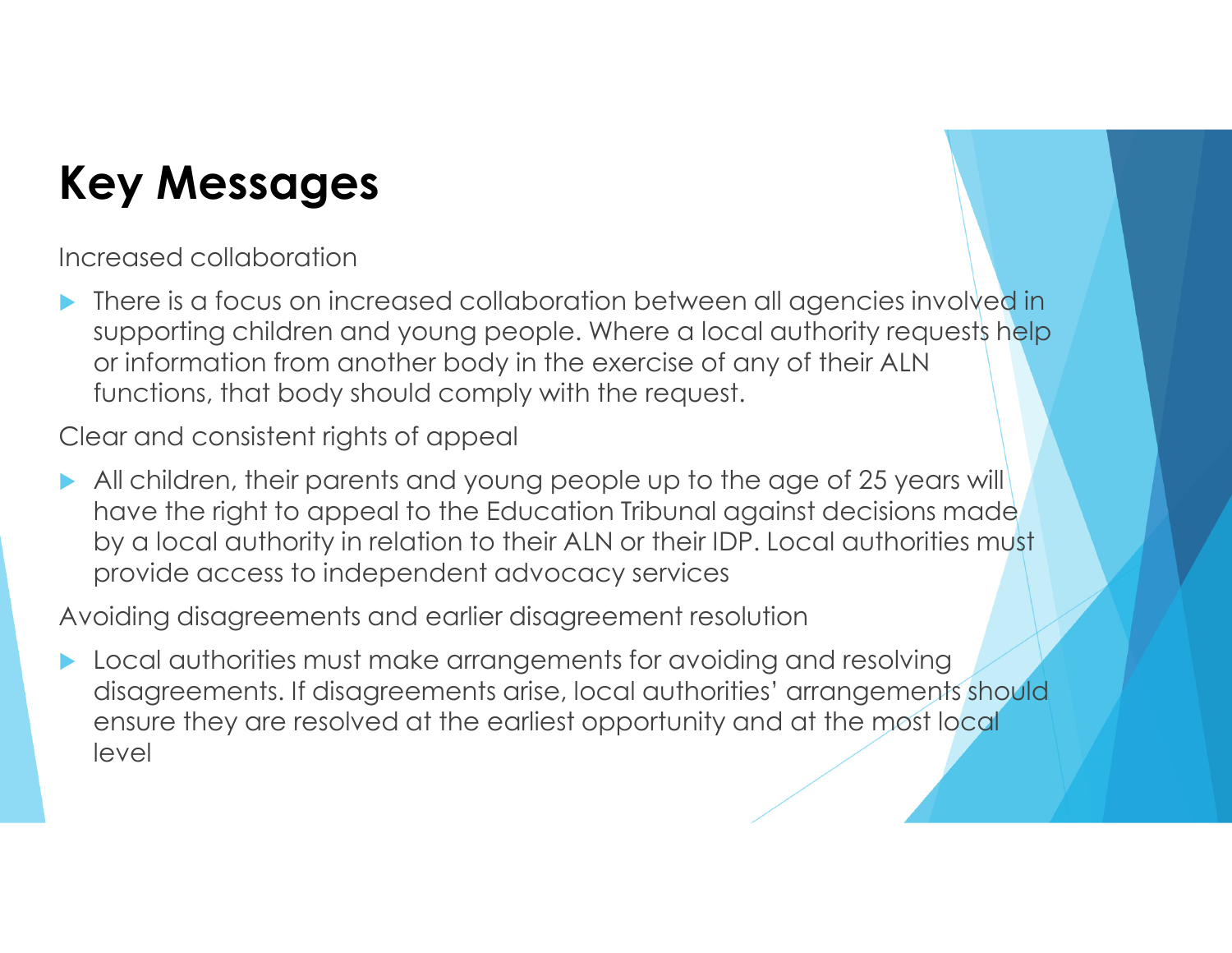# Key Messages

Increased collaboration

- There is a focus on increased collaboration between all agencies involved in supporting children and young people. Where a local authority requests help or information from another body in the exercise of any of their ALN functions, that body should comply with the request.

Clear and consistent rights of appeal

- All children, their parents and young people up to the age of 25 years will have the right to appeal to the Education Tribunal against decisions made by a local authority in relation to their ALN or their IDP. Local authorities must provide access to independent advocacy services

Avoiding disagreements and earlier disagreement resolution

- Local authorities must make arrangements for avoiding and resolving disagreements. If disagreements arise, local authorities' arrangements should ensure they are resolved at the earliest opportunity and at the most local level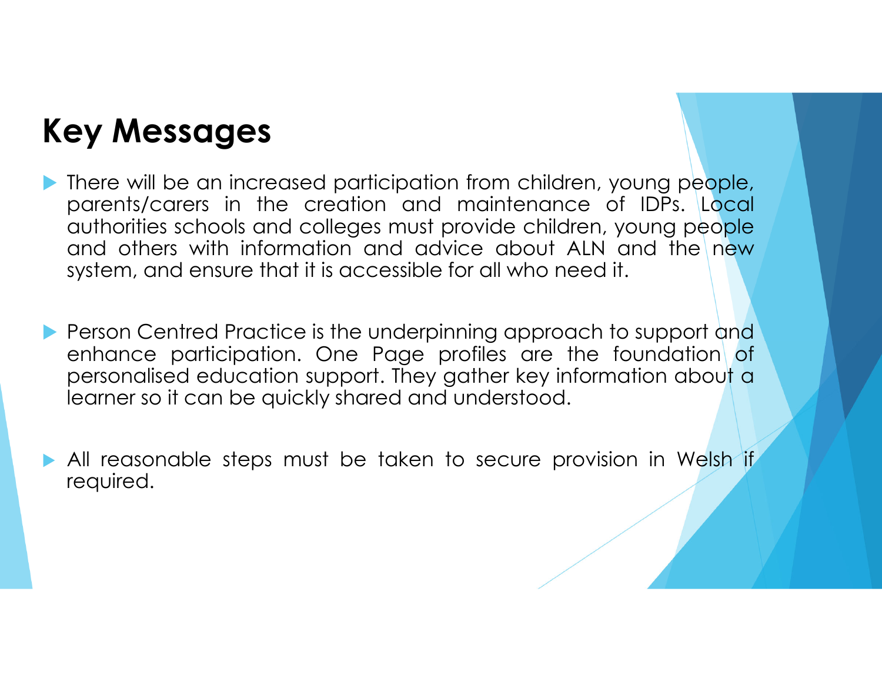# Key Messages

- There will be an increased participation from children, young people, parents/carers in the creation and maintenance of IDPs. Local authorities schools and colleges must provide children, young people and others with information and advice about ALN and the new system, and ensure that it is accessible for all who need it.
- Person Centred Practice is the underpinning approach to support and enhance participation. One Page profiles are the foundation of personalised education support. They gather key information about a learner so it can be quickly shared and understood.
- All reasonable steps must be taken to secure provision in Welsh if required.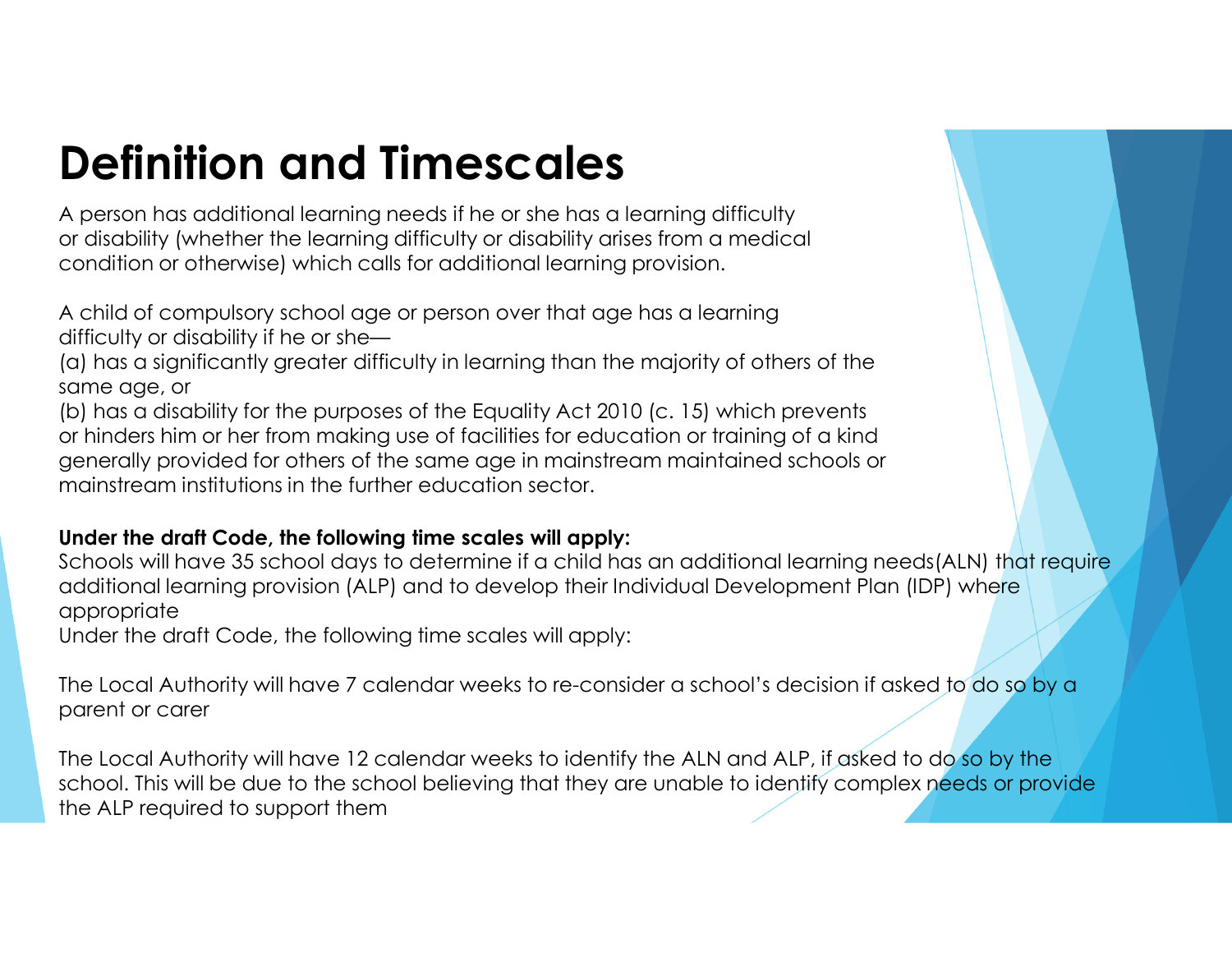# Definition and Timescales

A person has additional learning needs if he or she has a learning difficulty or disability (whether the learning difficulty or disability arises from a medical condition or otherwise) which calls for additional learning provision.

A child of compulsory school age or person over that age has a learning difficulty or disability if he or she—
(a) has a significantly greater difficulty in learning than the majority of others of the same age, or
(b) has a disability for the purposes of the Equality Act 2010 (c. 15) which prevents or hinders him or her from making use of facilities for education or training of a kind generally provided for others of the same age in mainstream maintained schools or mainstream institutions in the further education sector.

**Under the draft Code, the following time scales will apply:**
Schools will have 35 school days to determine if a child has an additional learning needs(ALN) that require additional learning provision (ALP) and to develop their Individual Development Plan (IDP) where appropriate
Under the draft Code, the following time scales will apply:

The Local Authority will have 7 calendar weeks to re-consider a school's decision if asked to do so by a parent or carer

The Local Authority will have 12 calendar weeks to identify the ALN and ALP, if asked to do so by the school. This will be due to the school believing that they are unable to identify complex needs or provide the ALP required to support them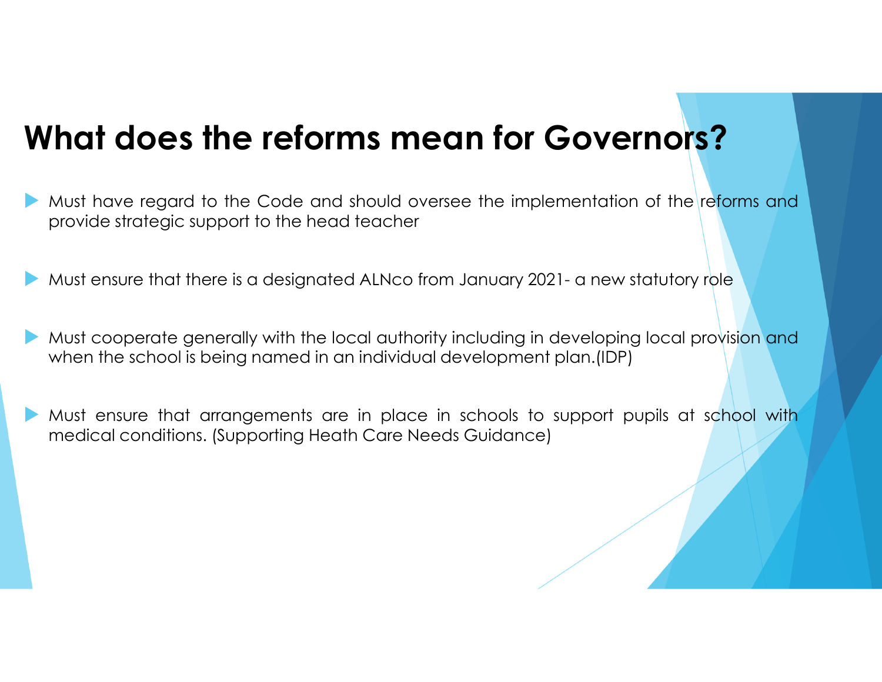# What does the reforms mean for Governors?

- Must have regard to the Code and should oversee the implementation of the reforms and provide strategic support to the head teacher

- Must ensure that there is a designated ALNco from January 2021- a new statutory role

- Must cooperate generally with the local authority including in developing local provision and when the school is being named in an individual development plan.(IDP)

- Must ensure that arrangements are in place in schools to support pupils at school with medical conditions. (Supporting Heath Care Needs Guidance)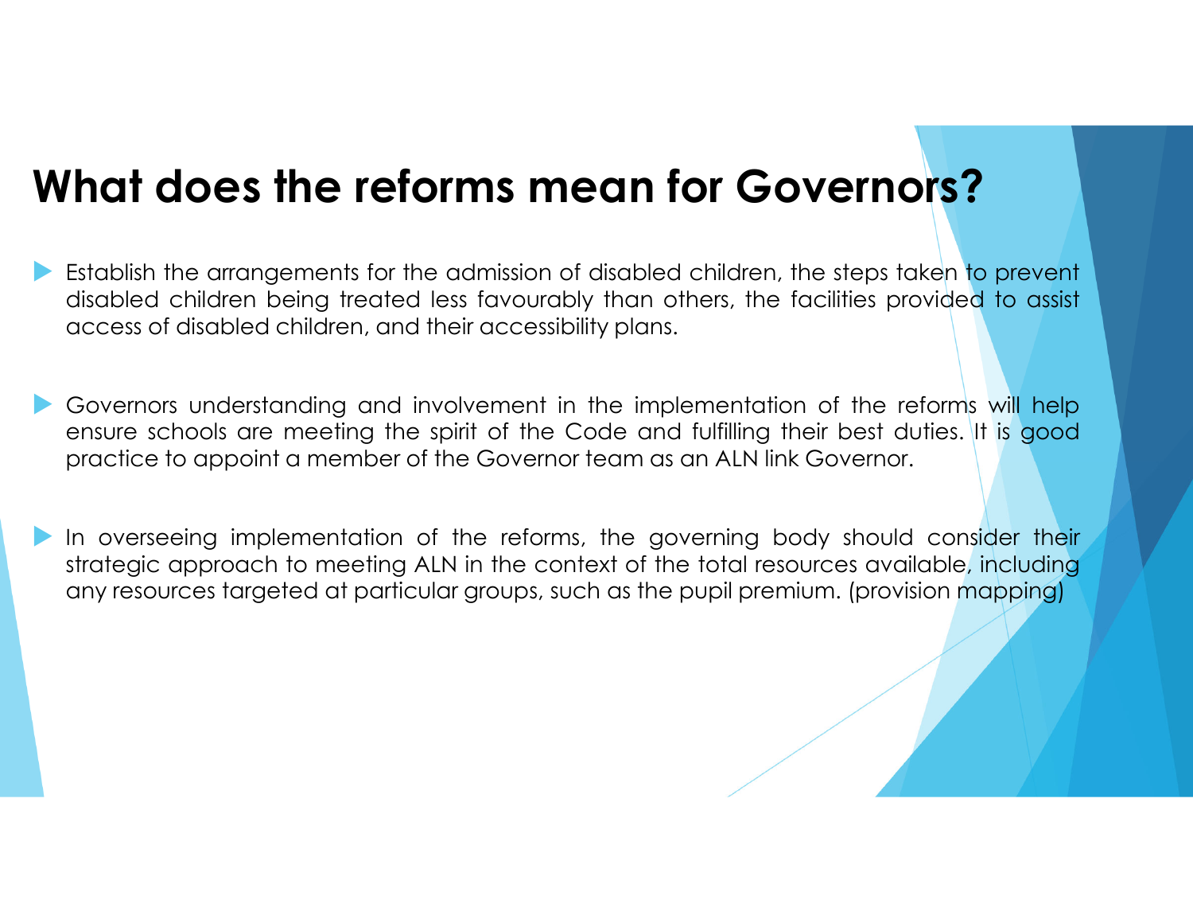# What does the reforms mean for Governors?

- Establish the arrangements for the admission of disabled children, the steps taken to prevent disabled children being treated less favourably than others, the facilities provided to assist access of disabled children, and their accessibility plans.

- Governors understanding and involvement in the implementation of the reforms will help ensure schools are meeting the spirit of the Code and fulfilling their best duties. It is good practice to appoint a member of the Governor team as an ALN link Governor.

- In overseeing implementation of the reforms, the governing body should consider their strategic approach to meeting ALN in the context of the total resources available, including any resources targeted at particular groups, such as the pupil premium. (provision mapping)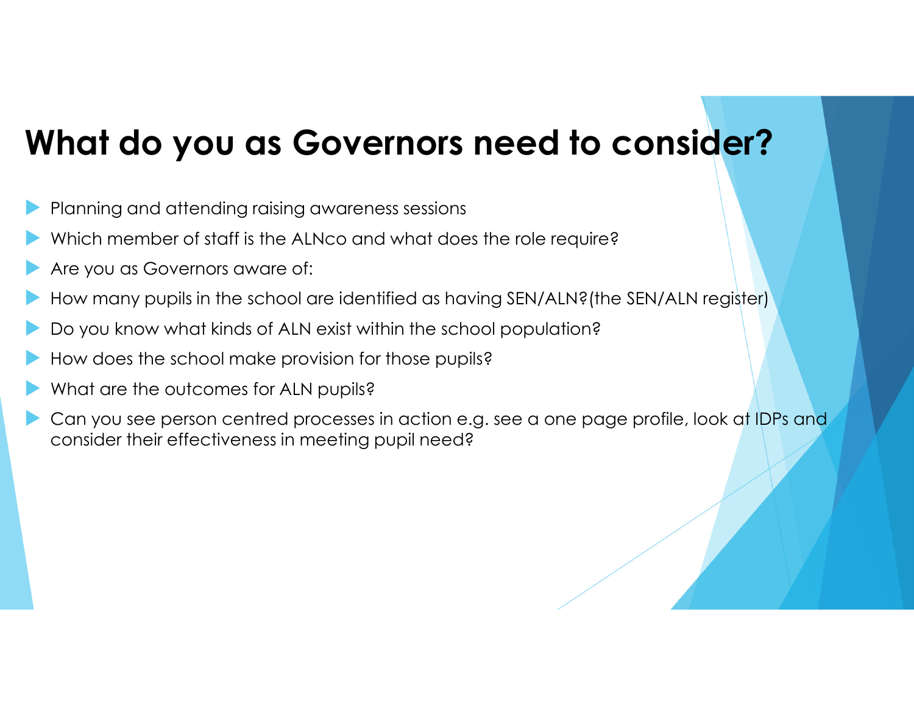# What do you as Governors need to consider?

- Planning and attending raising awareness sessions
- Which member of staff is the ALNco and what does the role require?
- Are you as Governors aware of:
- How many pupils in the school are identified as having SEN/ALN?(the SEN/ALN register)
- Do you know what kinds of ALN exist within the school population?
- How does the school make provision for those pupils?
- What are the outcomes for ALN pupils?
- Can you see person centred processes in action e.g. see a one page profile, look at IDPs and consider their effectiveness in meeting pupil need?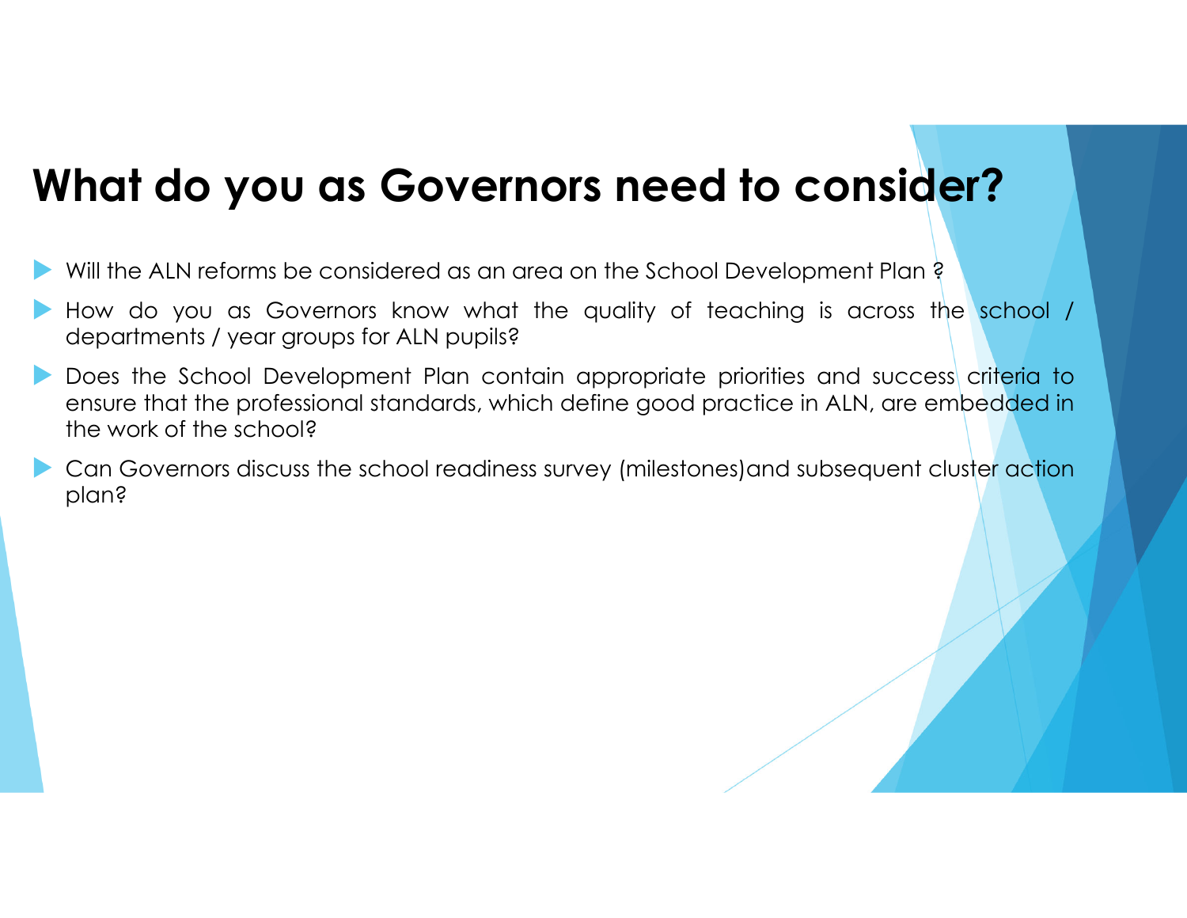# What do you as Governors need to consider?

- Will the ALN reforms be considered as an area on the School Development Plan ?
- How do you as Governors know what the quality of teaching is across the school / departments / year groups for ALN pupils?
- Does the School Development Plan contain appropriate priorities and success criteria to ensure that the professional standards, which define good practice in ALN, are embedded in the work of the school?
- Can Governors discuss the school readiness survey (milestones)and subsequent cluster action plan?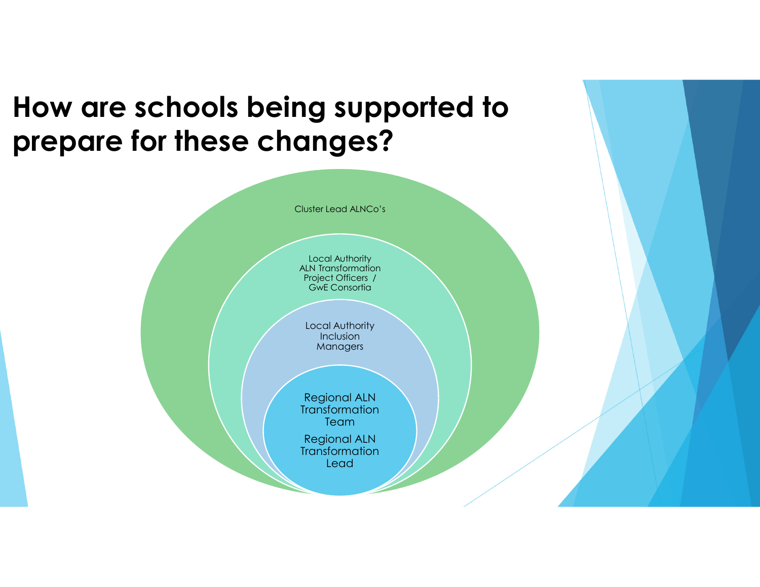# How are schools being supported to prepare for these changes?

Cluster Lead ALNCo's

Local Authority ALN Transformation Project Officers / GwE Consortia

Local Authority Inclusion Managers

Regional ALN Transformation Team

Regional ALN Transformation Lead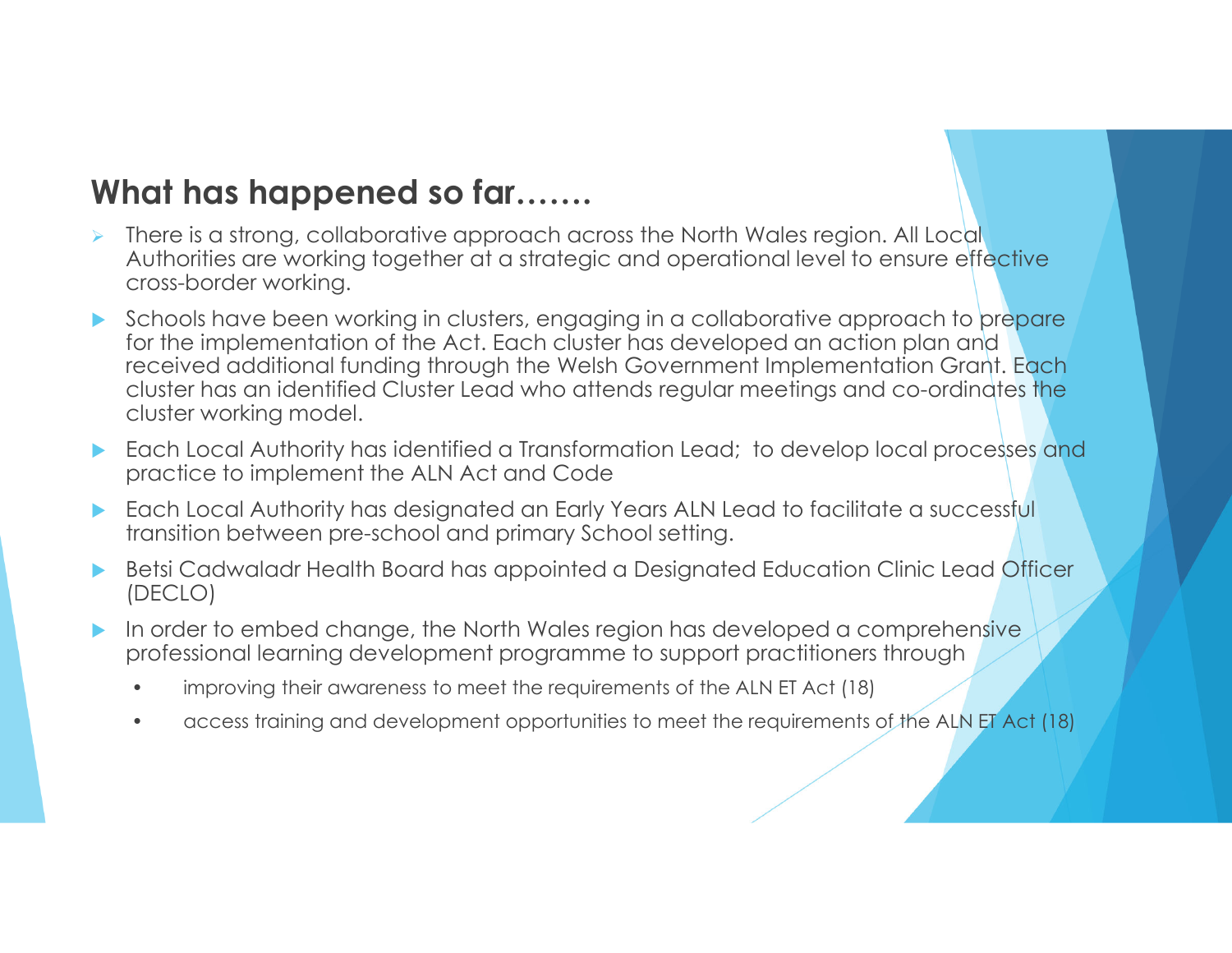## What has happened so far…….

- There is a strong, collaborative approach across the North Wales region. All Local Authorities are working together at a strategic and operational level to ensure effective cross-border working.
- Schools have been working in clusters, engaging in a collaborative approach to prepare for the implementation of the Act. Each cluster has developed an action plan and received additional funding through the Welsh Government Implementation Grant. Each cluster has an identified Cluster Lead who attends regular meetings and co-ordinates the cluster working model.
- Each Local Authority has identified a Transformation Lead; to develop local processes and practice to implement the ALN Act and Code
- Each Local Authority has designated an Early Years ALN Lead to facilitate a successful transition between pre-school and primary School setting.
- Betsi Cadwaladr Health Board has appointed a Designated Education Clinic Lead Officer (DECLO)
- In order to embed change, the North Wales region has developed a comprehensive professional learning development programme to support practitioners through
  - improving their awareness to meet the requirements of the ALN ET Act (18)
  - access training and development opportunities to meet the requirements of the ALN ET Act (18)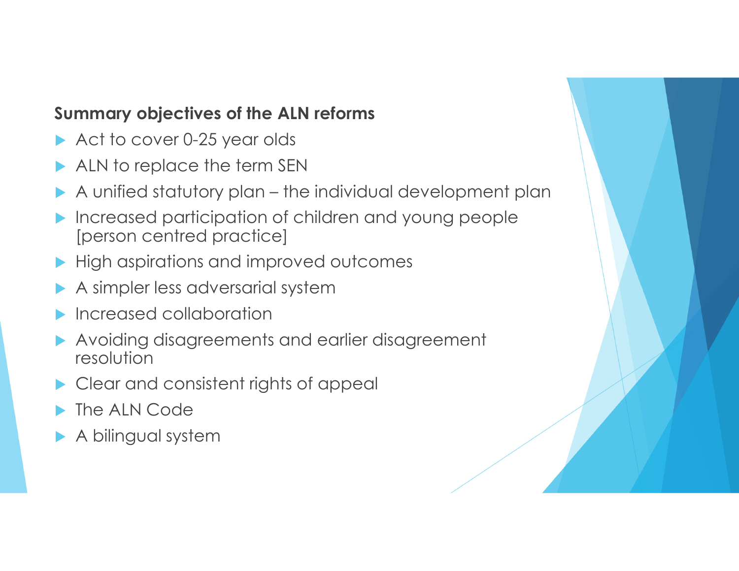**Summary objectives of the ALN reforms**

- Act to cover 0-25 year olds
- ALN to replace the term SEN
- A unified statutory plan – the individual development plan
- Increased participation of children and young people [person centred practice]
- High aspirations and improved outcomes
- A simpler less adversarial system
- Increased collaboration
- Avoiding disagreements and earlier disagreement resolution
- Clear and consistent rights of appeal
- The ALN Code
- A bilingual system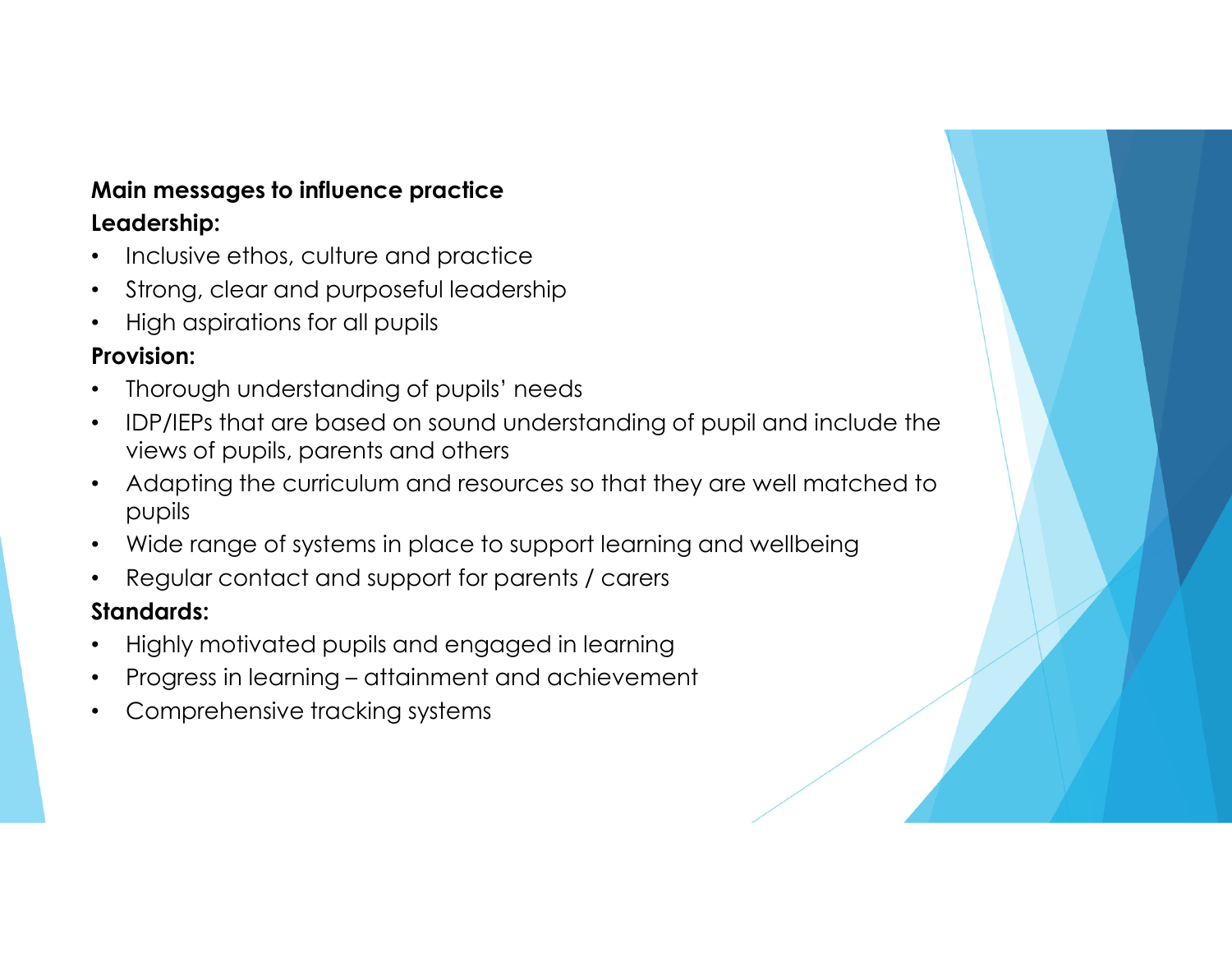**Main messages to influence practice**

**Leadership:**

- Inclusive ethos, culture and practice
- Strong, clear and purposeful leadership
- High aspirations for all pupils

**Provision:**

- Thorough understanding of pupils’ needs
- IDP/IEPs that are based on sound understanding of pupil and include the views of pupils, parents and others
- Adapting the curriculum and resources so that they are well matched to pupils
- Wide range of systems in place to support learning and wellbeing
- Regular contact and support for parents / carers

**Standards:**

- Highly motivated pupils and engaged in learning
- Progress in learning – attainment and achievement
- Comprehensive tracking systems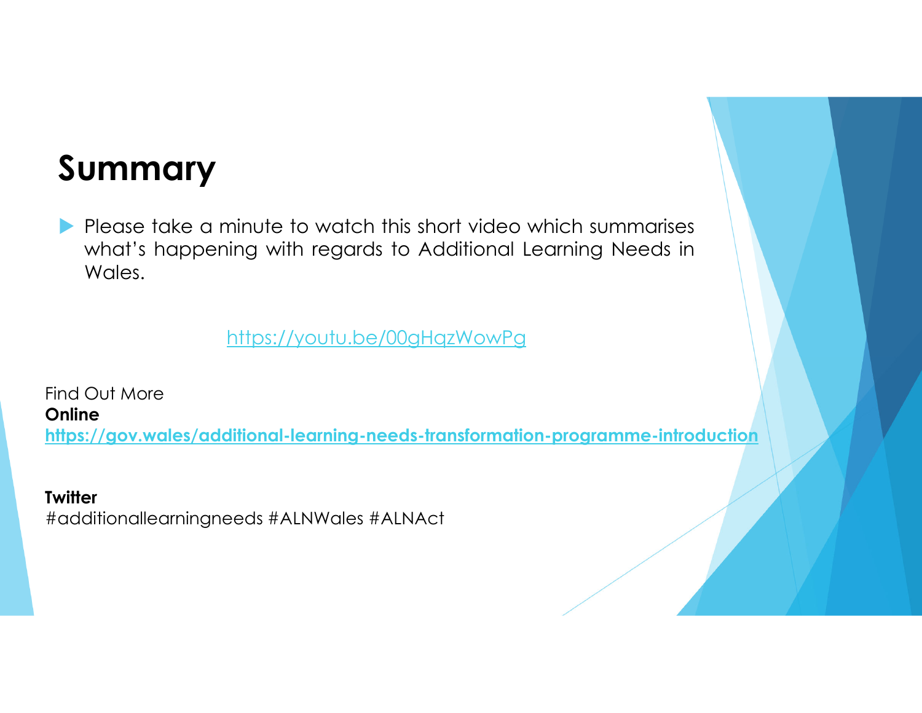# Summary

- Please take a minute to watch this short video which summarises what's happening with regards to Additional Learning Needs in Wales.

https://youtu.be/00gHqzWowPg

Find Out More

**Online**

**https://gov.wales/additional-learning-needs-transformation-programme-introduction**

**Twitter**

#additionallearningneeds #ALNWales #ALNAct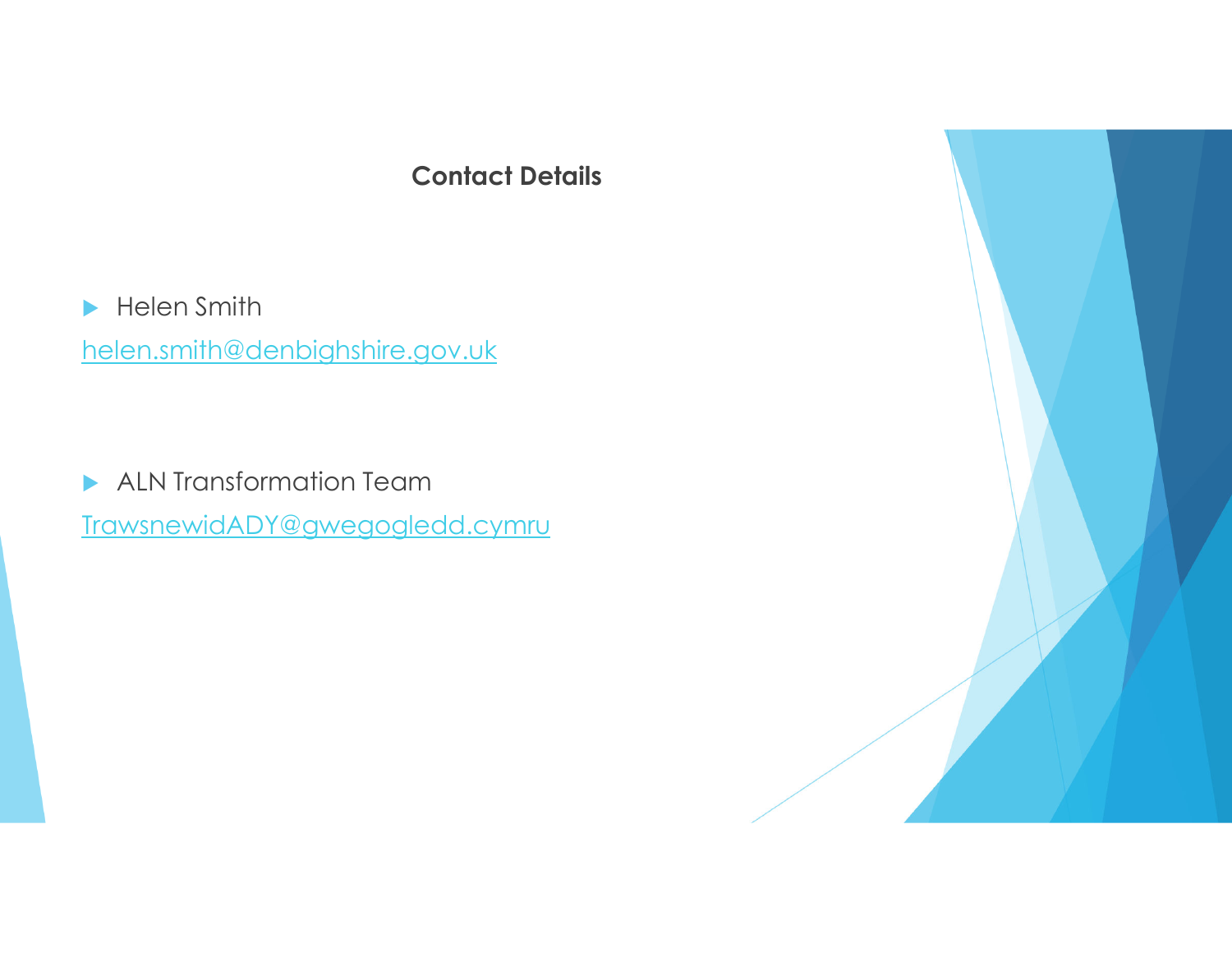## Contact Details

- Helen Smith

helen.smith@denbighshire.gov.uk

- ALN Transformation Team

TrawsnewidADY@gwegogledd.cymru